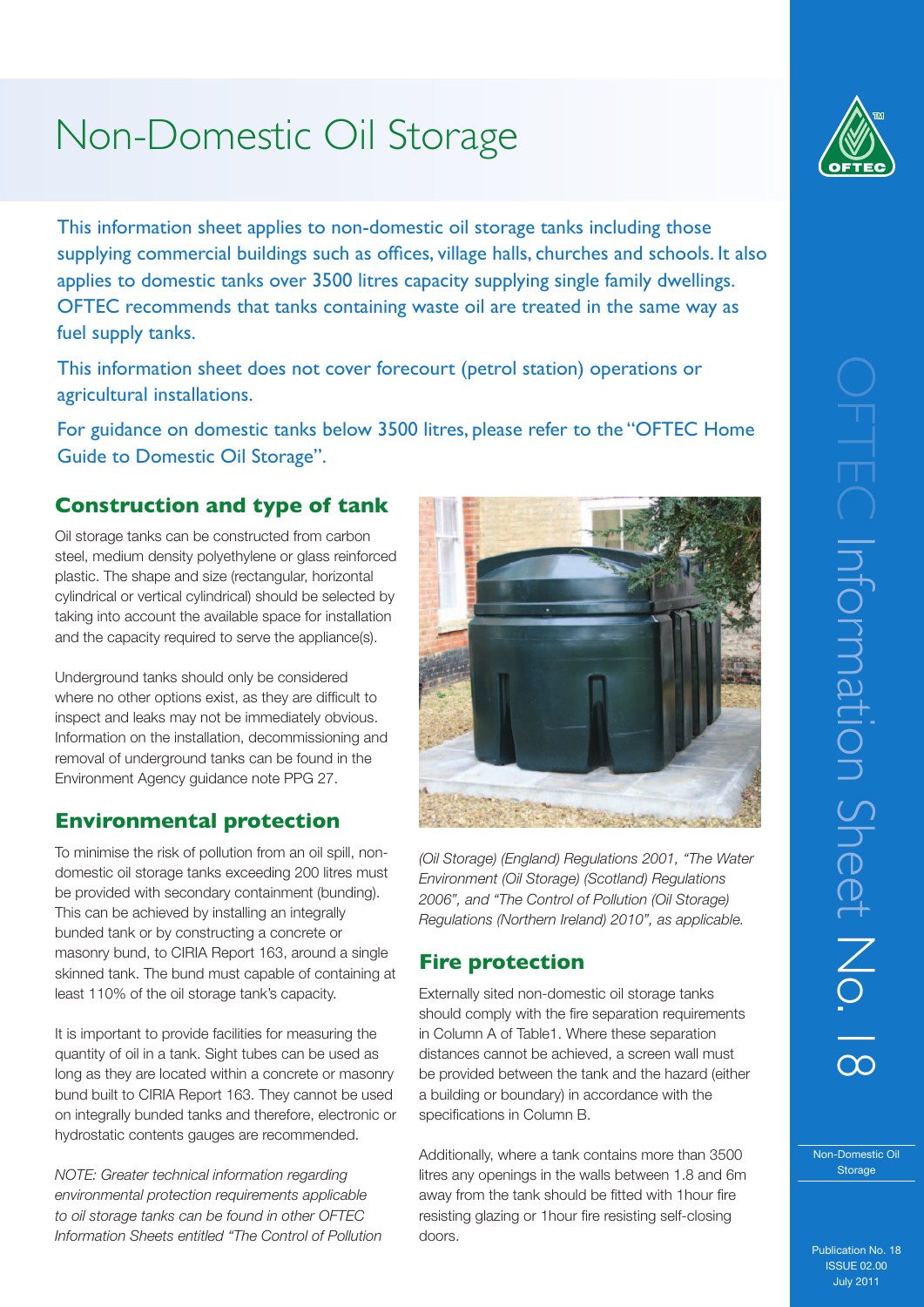# Non-Domestic Oil Storage

This information sheet applies to non-domestic oil storage tanks including those supplying commercial buildings such as offices, village halls, churches and schools. It also applies to domestic tanks over 3500 litres capacity supplying single family dwellings. OFTEC recommends that tanks containing waste oil are treated in the same way as fuel supply tanks.

This information sheet does not cover forecourt (petrol station) operations or agricultural installations.

For guidance on domestic tanks below 3500 litres, please refer to the "OFTEC Home Guide to Domestic Oil Storage".

## Construction and type of tank

Oil storage tanks can be constructed from carbon steel, medium density polyethylene or glass reinforced plastic. The shape and size (rectangular, horizontal cylindrical or vertical cylindrical) should be selected by taking into account the available space for installation and the capacity required to serve the appliance(s).

Underground tanks should only be considered where no other options exist, as they are difficult to inspect and leaks may not be immediately obvious. Information on the installation, decommissioning and removal of underground tanks can be found in the Environment Agency guidance note PPG 27.

## Environmental protection

To minimise the risk of pollution from an oil spill, non-domestic oil storage tanks exceeding 200 litres must be provided with secondary containment (bunding). This can be achieved by installing an integrally bunded tank or by constructing a concrete or masonry bund, to CIRIA Report 163, around a single skinned tank. The bund must capable of containing at least 110% of the oil storage tank's capacity.

It is important to provide facilities for measuring the quantity of oil in a tank. Sight tubes can be used as long as they are located within a concrete or masonry bund built to CIRIA Report 163. They cannot be used on integrally bunded tanks and therefore, electronic or hydrostatic contents gauges are recommended.

*NOTE: Greater technical information regarding environmental protection requirements applicable to oil storage tanks can be found in other OFTEC Information Sheets entitled "The Control of Pollution (Oil Storage) (England) Regulations 2001, "The Water Environment (Oil Storage) (Scotland) Regulations 2006", and "The Control of Pollution (Oil Storage) Regulations (Northern Ireland) 2010", as applicable.*

## Fire protection

Externally sited non-domestic oil storage tanks should comply with the fire separation requirements in Column A of Table1. Where these separation distances cannot be achieved, a screen wall must be provided between the tank and the hazard (either a building or boundary) in accordance with the specifications in Column B.

Additionally, where a tank contains more than 3500 litres any openings in the walls between 1.8 and 6m away from the tank should be fitted with 1hour fire resisting glazing or 1hour fire resisting self-closing doors.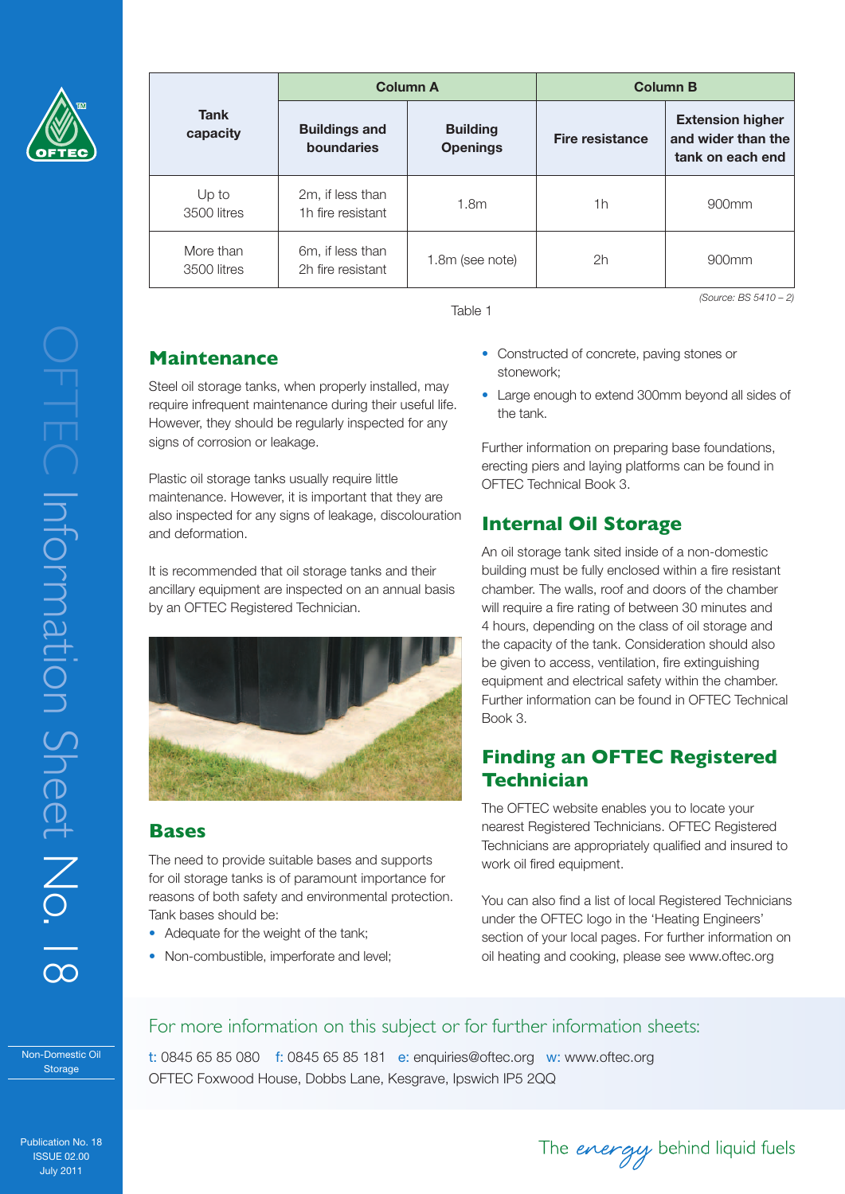| Tank capacity | Column A | | Column B | |
|---|---|---|---|---|
| | Buildings and boundaries | Building Openings | Fire resistance | Extension higher and wider than the tank on each end |
| Up to 3500 litres | 2m, if less than 1h fire resistant | 1.8m | 1h | 900mm |
| More than 3500 litres | 6m, if less than 2h fire resistant | 1.8m (see note) | 2h | 900mm |

*(Source: BS 5410 – 2)*

Table 1

## Maintenance

Steel oil storage tanks, when properly installed, may require infrequent maintenance during their useful life. However, they should be regularly inspected for any signs of corrosion or leakage.

Plastic oil storage tanks usually require little maintenance. However, it is important that they are also inspected for any signs of leakage, discolouration and deformation.

It is recommended that oil storage tanks and their ancillary equipment are inspected on an annual basis by an OFTEC Registered Technician.

## Bases

The need to provide suitable bases and supports for oil storage tanks is of paramount importance for reasons of both safety and environmental protection. Tank bases should be:

- Adequate for the weight of the tank;
- Non-combustible, imperforate and level;
- Constructed of concrete, paving stones or stonework;
- Large enough to extend 300mm beyond all sides of the tank.

Further information on preparing base foundations, erecting piers and laying platforms can be found in OFTEC Technical Book 3.

## Internal Oil Storage

An oil storage tank sited inside of a non-domestic building must be fully enclosed within a fire resistant chamber. The walls, roof and doors of the chamber will require a fire rating of between 30 minutes and 4 hours, depending on the class of oil storage and the capacity of the tank. Consideration should also be given to access, ventilation, fire extinguishing equipment and electrical safety within the chamber. Further information can be found in OFTEC Technical Book 3.

## Finding an OFTEC Registered Technician

The OFTEC website enables you to locate your nearest Registered Technicians. OFTEC Registered Technicians are appropriately qualified and insured to work oil fired equipment.

You can also find a list of local Registered Technicians under the OFTEC logo in the 'Heating Engineers' section of your local pages. For further information on oil heating and cooking, please see www.oftec.org

For more information on this subject or for further information sheets:

t: 0845 65 85 080 f: 0845 65 85 181 e: enquiries@oftec.org w: www.oftec.org
OFTEC Foxwood House, Dobbs Lane, Kesgrave, Ipswich IP5 2QQ

The energy behind liquid fuels

OFTEC Information Sheet No. 18

Non-Domestic Oil Storage

Publication No. 18
ISSUE 02.00
July 2011